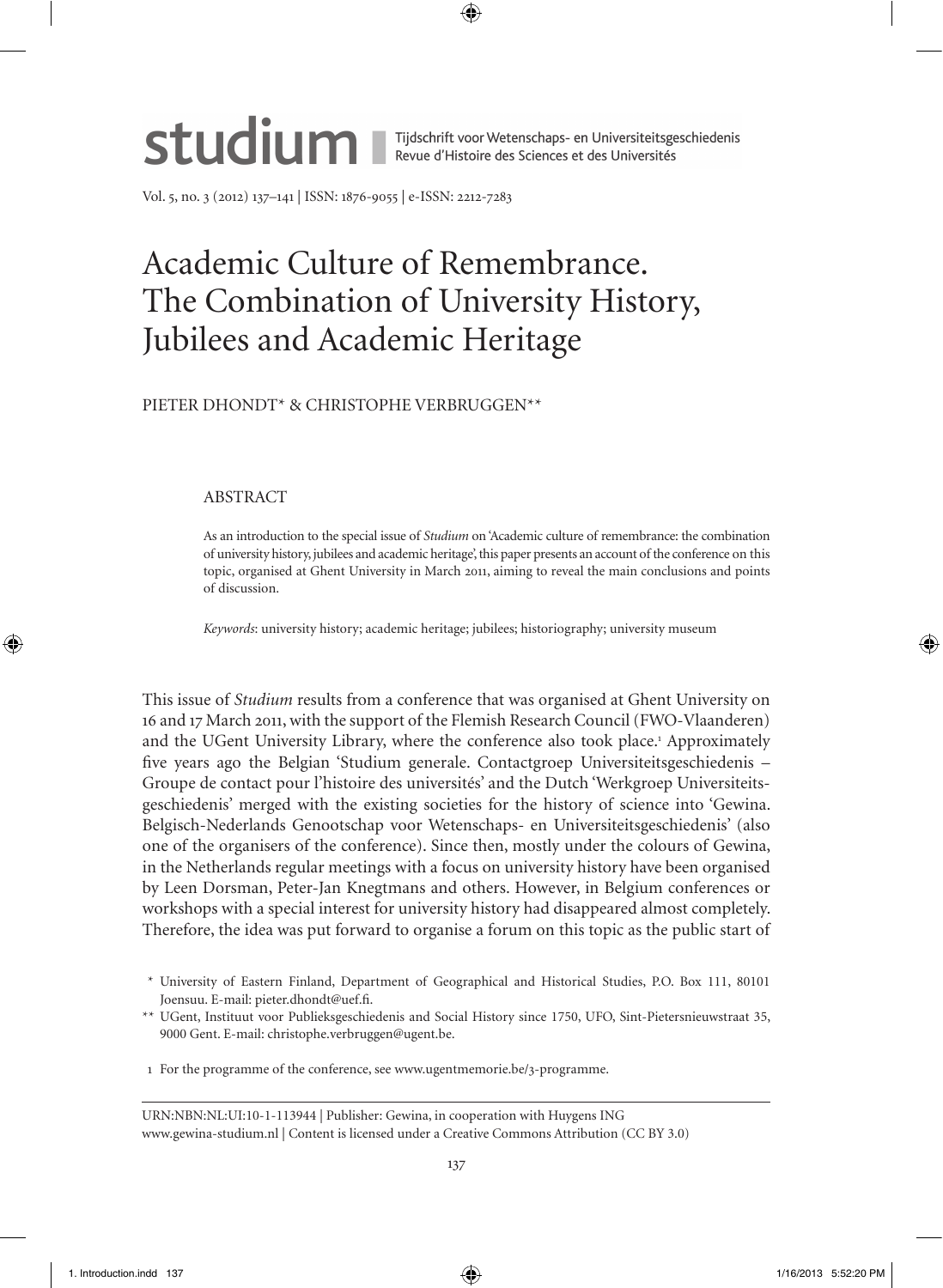studium | Tijdschrift voor Wetenschaps- en Universiteitsgeschiedenis
Revue d'Histoire des Sciences et des Universités

Vol. 5, no. 3 (2012) 137–141 | ISSN: 1876-9055 | e-ISSN: 2212-7283

# Academic Culture of Remembrance. The Combination of University History, Jubilees and Academic Heritage

PIETER DHONDT* & CHRISTOPHE VERBRUGGEN**

## ABSTRACT

As an introduction to the special issue of *Studium* on 'Academic culture of remembrance: the combination of university history, jubilees and academic heritage', this paper presents an account of the conference on this topic, organised at Ghent University in March 2011, aiming to reveal the main conclusions and points of discussion.

*Keywords*: university history; academic heritage; jubilees; historiography; university museum

This issue of *Studium* results from a conference that was organised at Ghent University on 16 and 17 March 2011, with the support of the Flemish Research Council (FWO-Vlaanderen) and the UGent University Library, where the conference also took place.[1] Approximately five years ago the Belgian 'Studium generale. Contactgroep Universiteitsgeschiedenis – Groupe de contact pour l'histoire des universités' and the Dutch 'Werkgroep Universiteitsgeschiedenis' merged with the existing societies for the history of science into 'Gewina. Belgisch-Nederlands Genootschap voor Wetenschaps- en Universiteitsgeschiedenis' (also one of the organisers of the conference). Since then, mostly under the colours of Gewina, in the Netherlands regular meetings with a focus on university history have been organised by Leen Dorsman, Peter-Jan Knegtmans and others. However, in Belgium conferences or workshops with a special interest for university history had disappeared almost completely. Therefore, the idea was put forward to organise a forum on this topic as the public start of

\* University of Eastern Finland, Department of Geographical and Historical Studies, P.O. Box 111, 80101 Joensuu. E-mail: pieter.dhondt@uef.fi.

\** UGent, Instituut voor Publieksgeschiedenis and Social History since 1750, UFO, Sint-Pietersnieuwstraat 35, 9000 Gent. E-mail: christophe.verbruggen@ugent.be.

1 For the programme of the conference, see www.ugentmemorie.be/3-programme.

URN:NBN:NL:UI:10-1-113944 | Publisher: Gewina, in cooperation with Huygens ING
www.gewina-studium.nl | Content is licensed under a Creative Commons Attribution (CC BY 3.0)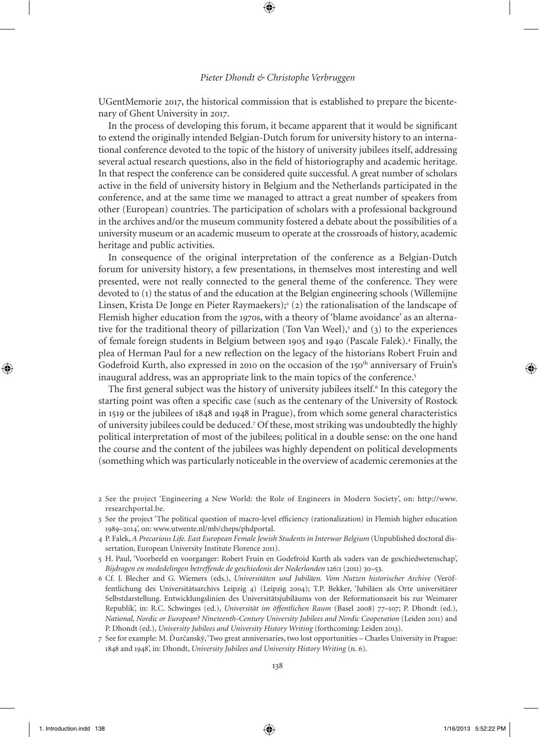UGentMemorie 2017, the historical commission that is established to prepare the bicentenary of Ghent University in 2017.

In the process of developing this forum, it became apparent that it would be significant to extend the originally intended Belgian-Dutch forum for university history to an international conference devoted to the topic of the history of university jubilees itself, addressing several actual research questions, also in the field of historiography and academic heritage. In that respect the conference can be considered quite successful. A great number of scholars active in the field of university history in Belgium and the Netherlands participated in the conference, and at the same time we managed to attract a great number of speakers from other (European) countries. The participation of scholars with a professional background in the archives and/or the museum community fostered a debate about the possibilities of a university museum or an academic museum to operate at the crossroads of history, academic heritage and public activities.

In consequence of the original interpretation of the conference as a Belgian-Dutch forum for university history, a few presentations, in themselves most interesting and well presented, were not really connected to the general theme of the conference. They were devoted to (1) the status of and the education at the Belgian engineering schools (Willemijne Linsen, Krista De Jonge en Pieter Raymaekers);[2] (2) the rationalisation of the landscape of Flemish higher education from the 1970s, with a theory of 'blame avoidance' as an alternative for the traditional theory of pillarization (Ton Van Weel),[3] and (3) to the experiences of female foreign students in Belgium between 1905 and 1940 (Pascale Falek).[4] Finally, the plea of Herman Paul for a new reflection on the legacy of the historians Robert Fruin and Godefroid Kurth, also expressed in 2010 on the occasion of the 150th anniversary of Fruin's inaugural address, was an appropriate link to the main topics of the conference.[5]

The first general subject was the history of university jubilees itself.[6] In this category the starting point was often a specific case (such as the centenary of the University of Rostock in 1519 or the jubilees of 1848 and 1948 in Prague), from which some general characteristics of university jubilees could be deduced.[7] Of these, most striking was undoubtedly the highly political interpretation of most of the jubilees; political in a double sense: on the one hand the course and the content of the jubilees was highly dependent on political developments (something which was particularly noticeable in the overview of academic ceremonies at the

2 See the project 'Engineering a New World: the Role of Engineers in Modern Society', on: http://www.researchportal.be.

3 See the project 'The political question of macro-level efficiency (rationalization) in Flemish higher education 1989–2014', on: www.utwente.nl/mb/cheps/phdportal.

4 P. Falek, *A Precarious Life. East European Female Jewish Students in Interwar Belgium* (Unpublished doctoral dissertation, European University Institute Florence 2011).

5 H. Paul, 'Voorbeeld en voorganger: Robert Fruin en Godefroid Kurth als vaders van de geschiedwetenschap', *Bijdragen en mededelingen betreffende de geschiedenis der Nederlanden* 126:1 (2011) 30–53.

6 Cf. J. Blecher and G. Wiemers (eds.), *Universitäten und Jubiläen. Vom Nutzen historischer Archive* (Veröffentlichung des Universitätsarchivs Leipzig 4) (Leipzig 2004); T.P. Bekker, 'Jubiläen als Orte universitärer Selbstdarstellung. Entwicklungslinien des Universitätsjubiläums von der Reformationszeit bis zur Weimarer Republik', in: R.C. Schwinges (ed.), *Universität im öffentlichen Raum* (Basel 2008) 77–107; P. Dhondt (ed.), *National, Nordic or European? Nineteenth-Century University Jubilees and Nordic Cooperation* (Leiden 2011) and P. Dhondt (ed.), *University Jubilees and University History Writing* (forthcoming: Leiden 2013).

7 See for example: M. Ďurčanský, 'Two great anniversaries, two lost opportunities – Charles University in Prague: 1848 and 1948', in: Dhondt, *University Jubilees and University History Writing* (n. 6).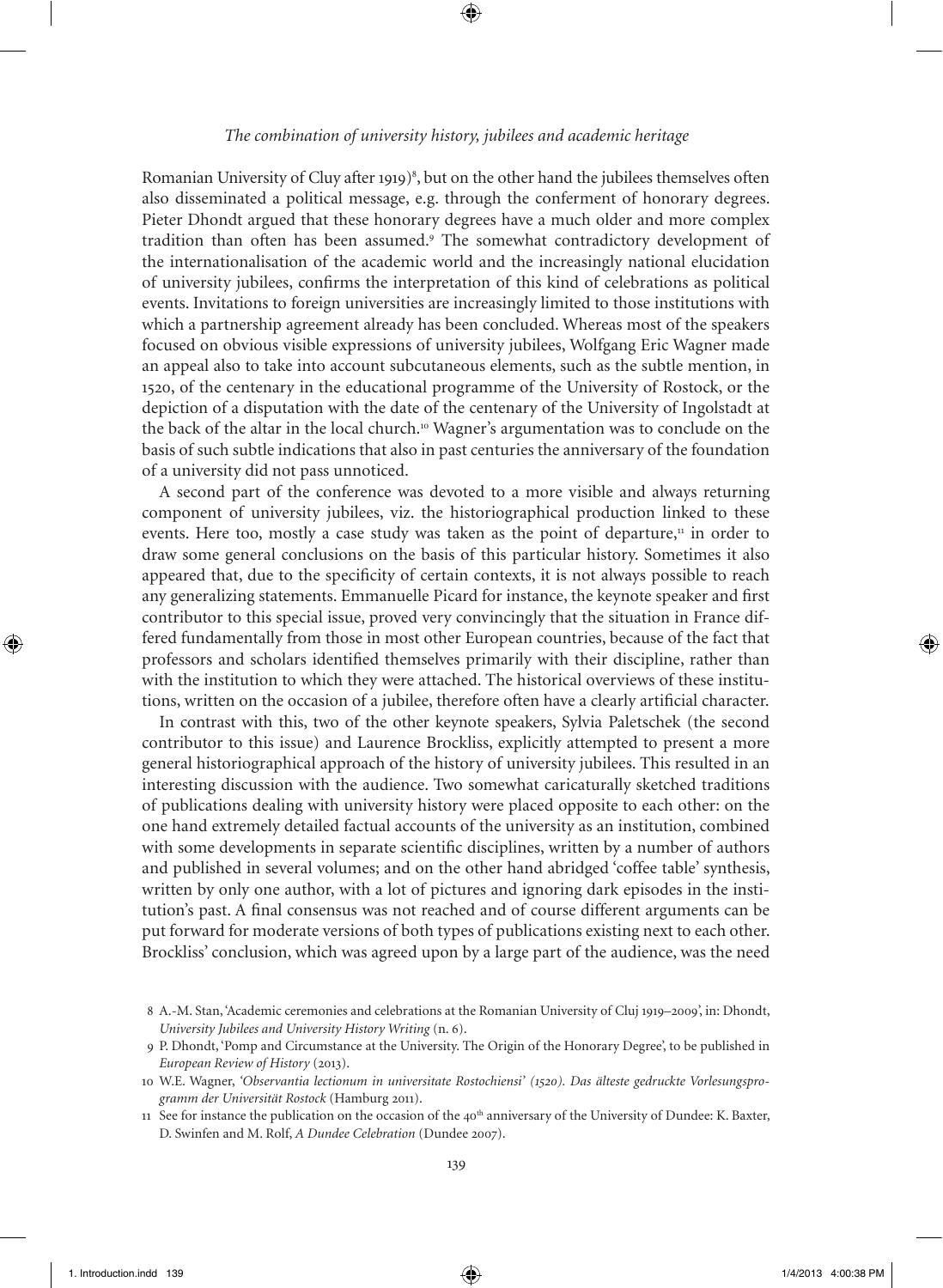Romanian University of Cluy after 1919)[8], but on the other hand the jubilees themselves often also disseminated a political message, e.g. through the conferment of honorary degrees. Pieter Dhondt argued that these honorary degrees have a much older and more complex tradition than often has been assumed.[9] The somewhat contradictory development of the internationalisation of the academic world and the increasingly national elucidation of university jubilees, confirms the interpretation of this kind of celebrations as political events. Invitations to foreign universities are increasingly limited to those institutions with which a partnership agreement already has been concluded. Whereas most of the speakers focused on obvious visible expressions of university jubilees, Wolfgang Eric Wagner made an appeal also to take into account subcutaneous elements, such as the subtle mention, in 1520, of the centenary in the educational programme of the University of Rostock, or the depiction of a disputation with the date of the centenary of the University of Ingolstadt at the back of the altar in the local church.[10] Wagner's argumentation was to conclude on the basis of such subtle indications that also in past centuries the anniversary of the foundation of a university did not pass unnoticed.

A second part of the conference was devoted to a more visible and always returning component of university jubilees, viz. the historiographical production linked to these events. Here too, mostly a case study was taken as the point of departure,[11] in order to draw some general conclusions on the basis of this particular history. Sometimes it also appeared that, due to the specificity of certain contexts, it is not always possible to reach any generalizing statements. Emmanuelle Picard for instance, the keynote speaker and first contributor to this special issue, proved very convincingly that the situation in France differed fundamentally from those in most other European countries, because of the fact that professors and scholars identified themselves primarily with their discipline, rather than with the institution to which they were attached. The historical overviews of these institutions, written on the occasion of a jubilee, therefore often have a clearly artificial character.

In contrast with this, two of the other keynote speakers, Sylvia Paletschek (the second contributor to this issue) and Laurence Brockliss, explicitly attempted to present a more general historiographical approach of the history of university jubilees. This resulted in an interesting discussion with the audience. Two somewhat caricaturally sketched traditions of publications dealing with university history were placed opposite to each other: on the one hand extremely detailed factual accounts of the university as an institution, combined with some developments in separate scientific disciplines, written by a number of authors and published in several volumes; and on the other hand abridged 'coffee table' synthesis, written by only one author, with a lot of pictures and ignoring dark episodes in the institution's past. A final consensus was not reached and of course different arguments can be put forward for moderate versions of both types of publications existing next to each other. Brockliss' conclusion, which was agreed upon by a large part of the audience, was the need

8 A.-M. Stan, 'Academic ceremonies and celebrations at the Romanian University of Cluj 1919–2009', in: Dhondt, *University Jubilees and University History Writing* (n. 6).

9 P. Dhondt, 'Pomp and Circumstance at the University. The Origin of the Honorary Degree', to be published in *European Review of History* (2013).

10 W.E. Wagner, *'Observantia lectionum in universitate Rostochiensi' (1520). Das älteste gedruckte Vorlesungsprogramm der Universität Rostock* (Hamburg 2011).

11 See for instance the publication on the occasion of the 40th anniversary of the University of Dundee: K. Baxter, D. Swinfen and M. Rolf, *A Dundee Celebration* (Dundee 2007).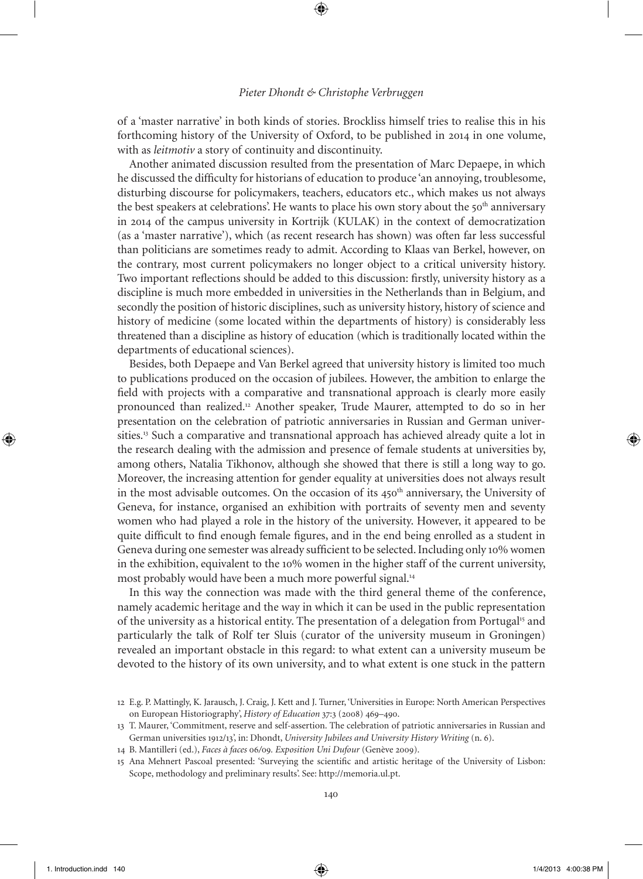of a 'master narrative' in both kinds of stories. Brockliss himself tries to realise this in his forthcoming history of the University of Oxford, to be published in 2014 in one volume, with as *leitmotiv* a story of continuity and discontinuity.

Another animated discussion resulted from the presentation of Marc Depaepe, in which he discussed the difficulty for historians of education to produce 'an annoying, troublesome, disturbing discourse for policymakers, teachers, educators etc., which makes us not always the best speakers at celebrations'. He wants to place his own story about the 50th anniversary in 2014 of the campus university in Kortrijk (KULAK) in the context of democratization (as a 'master narrative'), which (as recent research has shown) was often far less successful than politicians are sometimes ready to admit. According to Klaas van Berkel, however, on the contrary, most current policymakers no longer object to a critical university history. Two important reflections should be added to this discussion: firstly, university history as a discipline is much more embedded in universities in the Netherlands than in Belgium, and secondly the position of historic disciplines, such as university history, history of science and history of medicine (some located within the departments of history) is considerably less threatened than a discipline as history of education (which is traditionally located within the departments of educational sciences).

Besides, both Depaepe and Van Berkel agreed that university history is limited too much to publications produced on the occasion of jubilees. However, the ambition to enlarge the field with projects with a comparative and transnational approach is clearly more easily pronounced than realized.[12] Another speaker, Trude Maurer, attempted to do so in her presentation on the celebration of patriotic anniversaries in Russian and German universities.[13] Such a comparative and transnational approach has achieved already quite a lot in the research dealing with the admission and presence of female students at universities by, among others, Natalia Tikhonov, although she showed that there is still a long way to go. Moreover, the increasing attention for gender equality at universities does not always result in the most advisable outcomes. On the occasion of its 450th anniversary, the University of Geneva, for instance, organised an exhibition with portraits of seventy men and seventy women who had played a role in the history of the university. However, it appeared to be quite difficult to find enough female figures, and in the end being enrolled as a student in Geneva during one semester was already sufficient to be selected. Including only 10% women in the exhibition, equivalent to the 10% women in the higher staff of the current university, most probably would have been a much more powerful signal.[14]

In this way the connection was made with the third general theme of the conference, namely academic heritage and the way in which it can be used in the public representation of the university as a historical entity. The presentation of a delegation from Portugal[15] and particularly the talk of Rolf ter Sluis (curator of the university museum in Groningen) revealed an important obstacle in this regard: to what extent can a university museum be devoted to the history of its own university, and to what extent is one stuck in the pattern

12 E.g. P. Mattingly, K. Jarausch, J. Craig, J. Kett and J. Turner, 'Universities in Europe: North American Perspectives on European Historiography', *History of Education* 37:3 (2008) 469–490.

13 T. Maurer, 'Commitment, reserve and self-assertion. The celebration of patriotic anniversaries in Russian and German universities 1912/13', in: Dhondt, *University Jubilees and University History Writing* (n. 6).

14 B. Mantilleri (ed.), *Faces à faces 06/09. Exposition Uni Dufour* (Genève 2009).

15 Ana Mehnert Pascoal presented: 'Surveying the scientific and artistic heritage of the University of Lisbon: Scope, methodology and preliminary results'. See: http://memoria.ul.pt.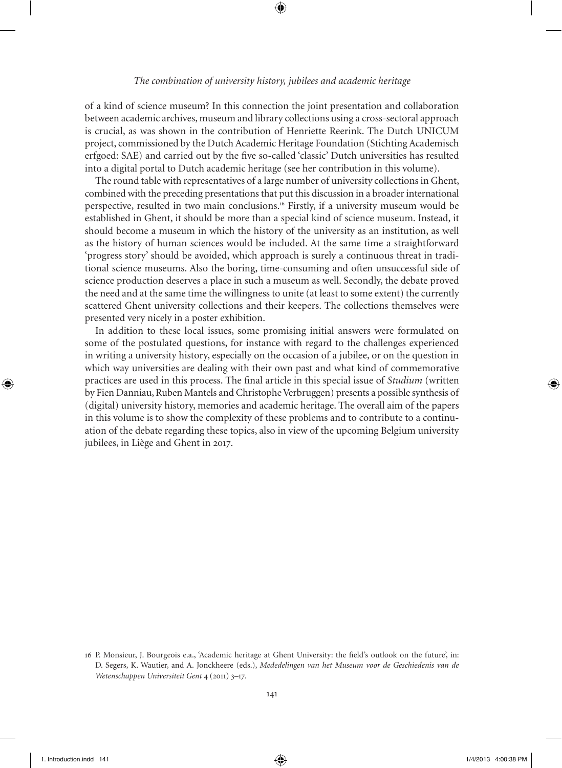of a kind of science museum? In this connection the joint presentation and collaboration between academic archives, museum and library collections using a cross-sectoral approach is crucial, as was shown in the contribution of Henriette Reerink. The Dutch UNICUM project, commissioned by the Dutch Academic Heritage Foundation (Stichting Academisch erfgoed: SAE) and carried out by the five so-called 'classic' Dutch universities has resulted into a digital portal to Dutch academic heritage (see her contribution in this volume).

The round table with representatives of a large number of university collections in Ghent, combined with the preceding presentations that put this discussion in a broader international perspective, resulted in two main conclusions.[16] Firstly, if a university museum would be established in Ghent, it should be more than a special kind of science museum. Instead, it should become a museum in which the history of the university as an institution, as well as the history of human sciences would be included. At the same time a straightforward 'progress story' should be avoided, which approach is surely a continuous threat in traditional science museums. Also the boring, time-consuming and often unsuccessful side of science production deserves a place in such a museum as well. Secondly, the debate proved the need and at the same time the willingness to unite (at least to some extent) the currently scattered Ghent university collections and their keepers. The collections themselves were presented very nicely in a poster exhibition.

In addition to these local issues, some promising initial answers were formulated on some of the postulated questions, for instance with regard to the challenges experienced in writing a university history, especially on the occasion of a jubilee, or on the question in which way universities are dealing with their own past and what kind of commemorative practices are used in this process. The final article in this special issue of *Studium* (written by Fien Danniau, Ruben Mantels and Christophe Verbruggen) presents a possible synthesis of (digital) university history, memories and academic heritage. The overall aim of the papers in this volume is to show the complexity of these problems and to contribute to a continuation of the debate regarding these topics, also in view of the upcoming Belgium university jubilees, in Liège and Ghent in 2017.

16 P. Monsieur, J. Bourgeois e.a., 'Academic heritage at Ghent University: the field's outlook on the future', in: D. Segers, K. Wautier, and A. Jonckheere (eds.), *Mededelingen van het Museum voor de Geschiedenis van de Wetenschappen Universiteit Gent* 4 (2011) 3–17.